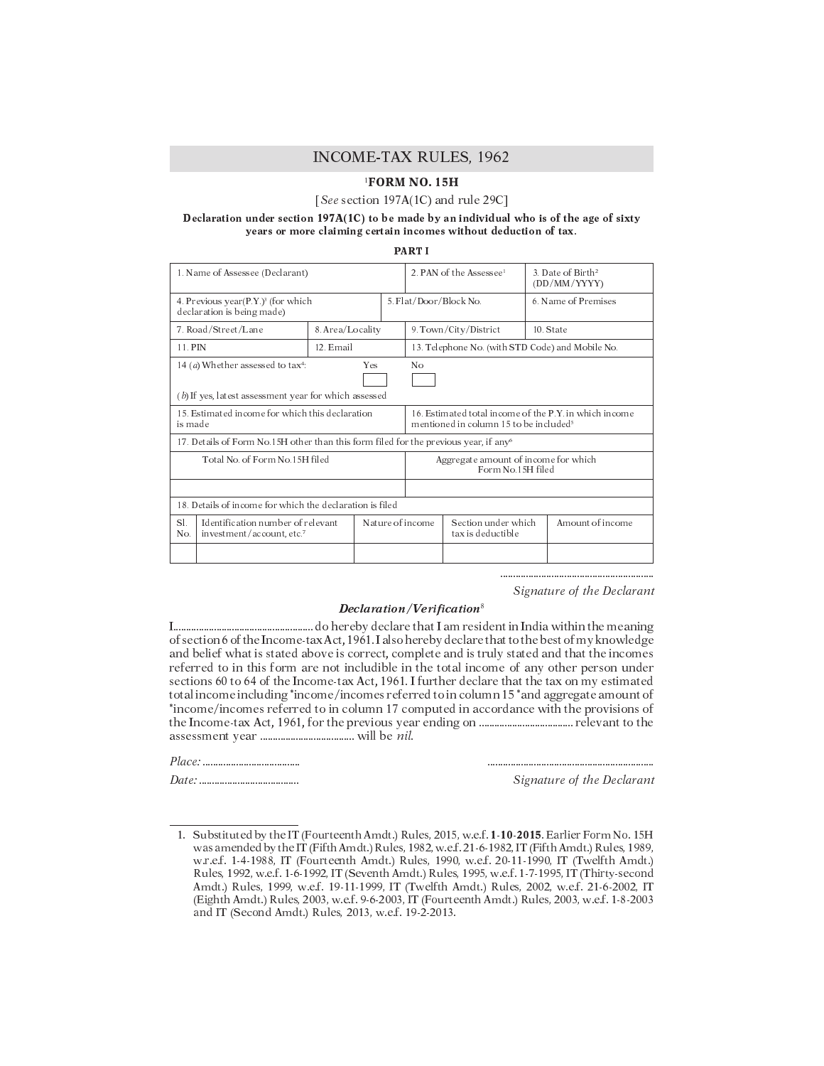# INCOME-TAX RULES, 1962

## [1]FORM NO. 15H

[*See* section 197A(1C) and rule 29C]

**Declaration under section 197A(1C) to be made by an individual who is of the age of sixty years or more claiming certain incomes without deduction of tax.**

**PART I**

| 1. Name of Assessee (Declarant) | | | 2. PAN of the Assessee[1] | 3. Date of Birth[2] (DD/MM/YYYY) |
|---|---|---|---|---|
| 4. Previous year(P.Y.)[3] (for which declaration is being made) | | 5. Flat/Door/Block No. | | 6. Name of Premises |
| 7. Road/Street/Lane | 8. Area/Locality | | 9. Town/City/District | 10. State |
| 11. PIN | 12. Email | | 13. Telephone No. (with STD Code) and Mobile No. | |
| 14 (*a*) Whether assessed to tax[4]: Yes ☐ No ☐ (*b*) If yes, latest assessment year for which assessed | | | | |
| 15. Estimated income for which this declaration is made | | | 16. Estimated total income of the P.Y. in which income mentioned in column 15 to be included[5] | |
| 17. Details of Form No.15H other than this form filed for the previous year, if any[6] | | | | |
| Total No. of Form No.15H filed | | | Aggregate amount of income for which Form No.15H filed | |
| | | | | |
| 18. Details of income for which the declaration is filed | | | | |

| Sl. No. | Identification number of relevant investment/account, etc.[7] | Nature of income | Section under which tax is deductible | Amount of income |
|---|---|---|---|---|
| | | | | |

..........................................................
*Signature of the Declarant*

### *Declaration/Verification*[8]

I...................................................... do hereby declare that I am resident in India within the meaning of section 6 of the Income-tax Act, 1961. I also hereby declare that to the best of my knowledge and belief what is stated above is correct, complete and is truly stated and that the incomes referred to in this form are not includible in the total income of any other person under sections 60 to 64 of the Income-tax Act, 1961. I further declare that the tax on my estimated total income including *income/incomes referred to in column 15 *and aggregate amount of *income/incomes referred to in column 17 computed in accordance with the provisions of the Income-tax Act, 1961, for the previous year ending on .................................... relevant to the assessment year .................................... will be *nil*.

*Place:* ....................................

*Date:* ....................................

..............................................................
*Signature of the Declarant*

---

1. Substituted by the IT (Fourteenth Amdt.) Rules, 2015, w.e.f. **1-10-2015**. Earlier Form No. 15H was amended by the IT (Fifth Amdt.) Rules, 1982, w.e.f. 21-6-1982, IT (Fifth Amdt.) Rules, 1989, w.r.e.f. 1-4-1988, IT (Fourteenth Amdt.) Rules, 1990, w.e.f. 20-11-1990, IT (Twelfth Amdt.) Rules, 1992, w.e.f. 1-6-1992, IT (Seventh Amdt.) Rules, 1995, w.e.f. 1-7-1995, IT (Thirty-second Amdt.) Rules, 1999, w.e.f. 19-11-1999, IT (Twelfth Amdt.) Rules, 2002, w.e.f. 21-6-2002, IT (Eighth Amdt.) Rules, 2003, w.e.f. 9-6-2003, IT (Fourteenth Amdt.) Rules, 2003, w.e.f. 1-8-2003 and IT (Second Amdt.) Rules, 2013, w.e.f. 19-2-2013.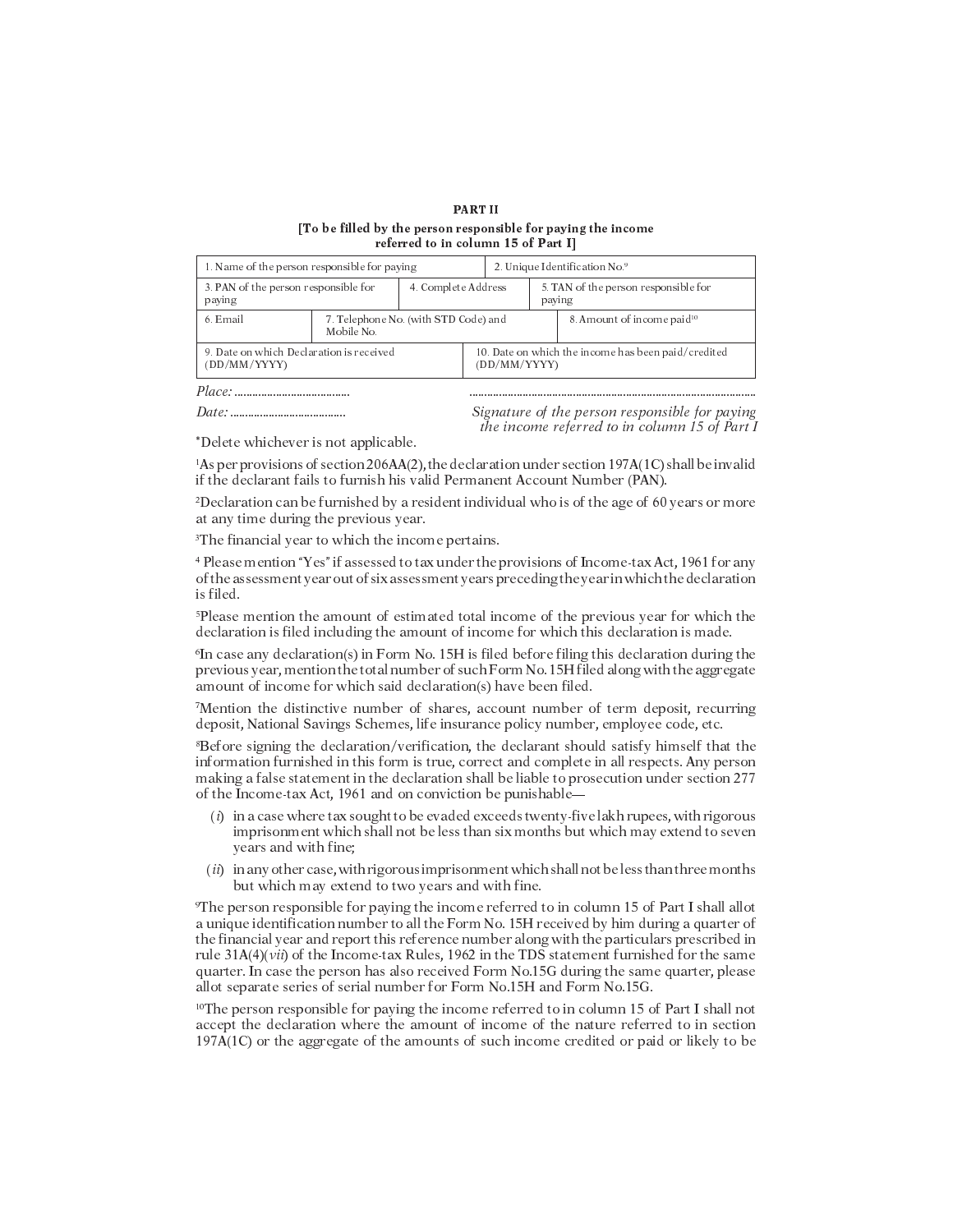**PART II**

**[To be filled by the person responsible for paying the income referred to in column 15 of Part I]**

| 1. Name of the person responsible for paying | | | 2. Unique Identification No.[9] | |
|---|---|---|---|---|
| 3. PAN of the person responsible for paying | | 4. Complete Address | 5. TAN of the person responsible for paying | |
| 6. Email | 7. Telephone No. (with STD Code) and Mobile No. | | | 8. Amount of income paid[10] |
| 9. Date on which Declaration is received (DD/MM/YYYY) | | | 10. Date on which the income has been paid/credited (DD/MM/YYYY) | |

*Place:* ......................................

*Date:* ......................................

..............................................................................................

*Signature of the person responsible for paying the income referred to in column 15 of Part I*

*Delete whichever is not applicable.

[1]As per provisions of section 206AA(2), the declaration under section 197A(1C) shall be invalid if the declarant fails to furnish his valid Permanent Account Number (PAN).

[2]Declaration can be furnished by a resident individual who is of the age of 60 years or more at any time during the previous year.

[3]The financial year to which the income pertains.

[4] Please mention "Yes" if assessed to tax under the provisions of Income-tax Act, 1961 for any of the assessment year out of six assessment years preceding the year in which the declaration is filed.

[5]Please mention the amount of estimated total income of the previous year for which the declaration is filed including the amount of income for which this declaration is made.

[6]In case any declaration(s) in Form No. 15H is filed before filing this declaration during the previous year, mention the total number of such Form No. 15H filed along with the aggregate amount of income for which said declaration(s) have been filed.

[7]Mention the distinctive number of shares, account number of term deposit, recurring deposit, National Savings Schemes, life insurance policy number, employee code, etc.

[8]Before signing the declaration/verification, the declarant should satisfy himself that the information furnished in this form is true, correct and complete in all respects. Any person making a false statement in the declaration shall be liable to prosecution under section 277 of the Income-tax Act, 1961 and on conviction be punishable—

(*i*) in a case where tax sought to be evaded exceeds twenty-five lakh rupees, with rigorous imprisonment which shall not be less than six months but which may extend to seven years and with fine;

(*ii*) in any other case, with rigorous imprisonment which shall not be less than three months but which may extend to two years and with fine.

[9]The person responsible for paying the income referred to in column 15 of Part I shall allot a unique identification number to all the Form No. 15H received by him during a quarter of the financial year and report this reference number along with the particulars prescribed in rule 31A(4)(*vii*) of the Income-tax Rules, 1962 in the TDS statement furnished for the same quarter. In case the person has also received Form No.15G during the same quarter, please allot separate series of serial number for Form No.15H and Form No.15G.

[10]The person responsible for paying the income referred to in column 15 of Part I shall not accept the declaration where the amount of income of the nature referred to in section 197A(1C) or the aggregate of the amounts of such income credited or paid or likely to be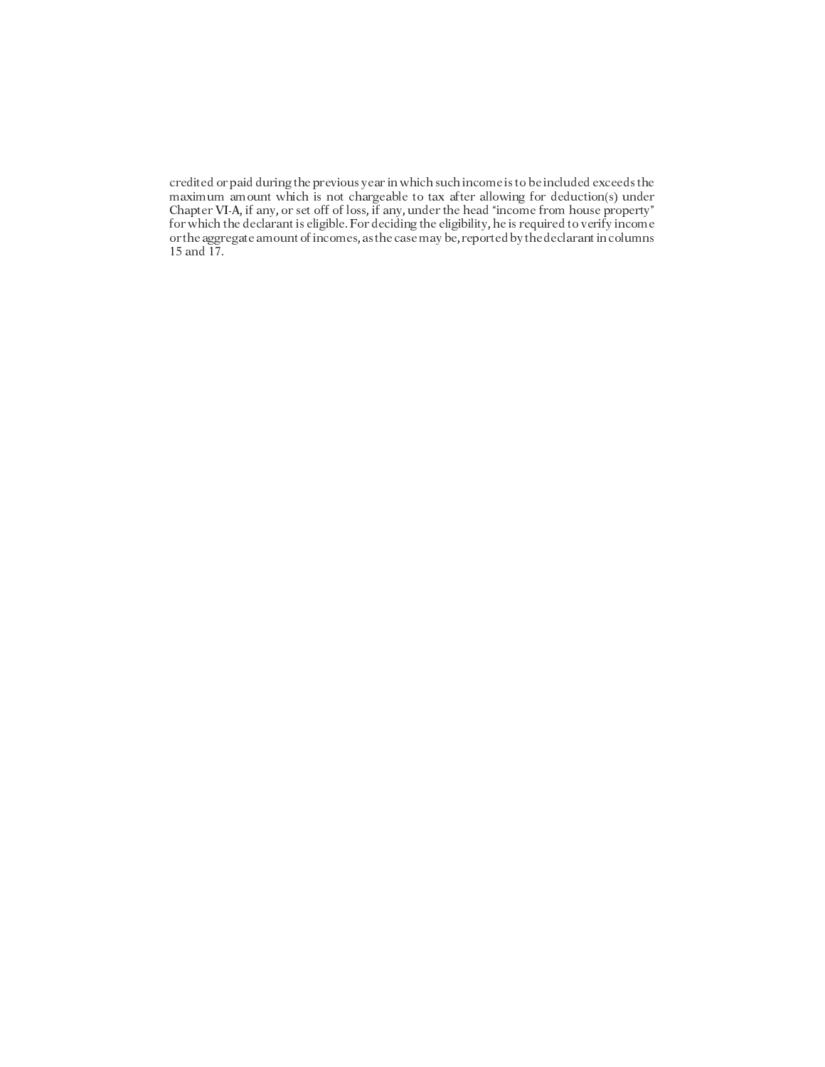credited or paid during the previous year in which such income is to be included exceeds the maximum amount which is not chargeable to tax after allowing for deduction(s) under Chapter VI-A, if any, or set off of loss, if any, under the head "income from house property" for which the declarant is eligible. For deciding the eligibility, he is required to verify income or the aggregate amount of incomes, as the case may be, reported by the declarant in columns 15 and 17.